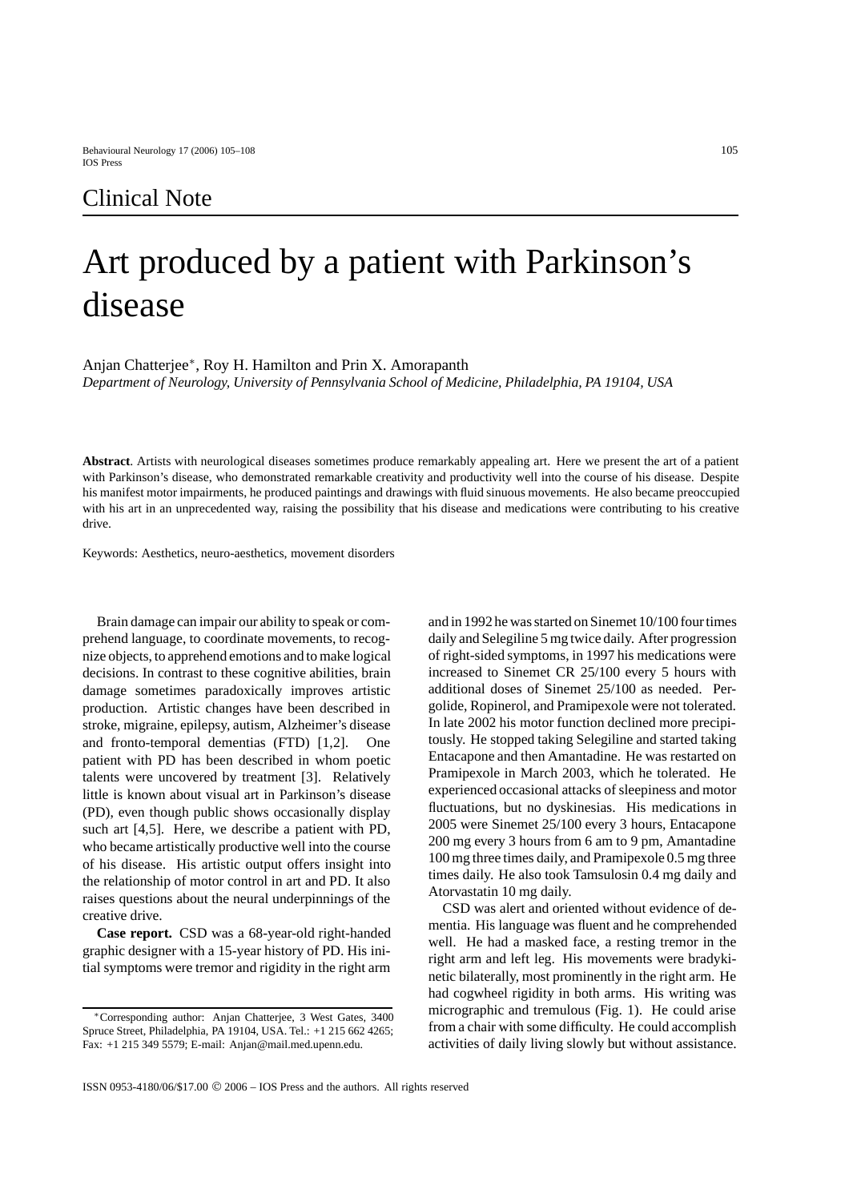Clinical Note

# Art produced by a patient with Parkinson's disease

Anjan Chatterjee*, Roy H. Hamilton and Prin X. Amorapanth

*Department of Neurology, University of Pennsylvania School of Medicine, Philadelphia, PA 19104, USA*

**Abstract**. Artists with neurological diseases sometimes produce remarkably appealing art. Here we present the art of a patient with Parkinson's disease, who demonstrated remarkable creativity and productivity well into the course of his disease. Despite his manifest motor impairments, he produced paintings and drawings with fluid sinuous movements. He also became preoccupied with his art in an unprecedented way, raising the possibility that his disease and medications were contributing to his creative drive.

Keywords: Aesthetics, neuro-aesthetics, movement disorders

Brain damage can impair our ability to speak or comprehend language, to coordinate movements, to recognize objects, to apprehend emotions and to make logical decisions. In contrast to these cognitive abilities, brain damage sometimes paradoxically improves artistic production. Artistic changes have been described in stroke, migraine, epilepsy, autism, Alzheimer's disease and fronto-temporal dementias (FTD) [1,2]. One patient with PD has been described in whom poetic talents were uncovered by treatment [3]. Relatively little is known about visual art in Parkinson's disease (PD), even though public shows occasionally display such art [4,5]. Here, we describe a patient with PD, who became artistically productive well into the course of his disease. His artistic output offers insight into the relationship of motor control in art and PD. It also raises questions about the neural underpinnings of the creative drive.

**Case report.** CSD was a 68-year-old right-handed graphic designer with a 15-year history of PD. His initial symptoms were tremor and rigidity in the right arm and in 1992 he was started on Sinemet 10/100 four times daily and Selegiline 5 mg twice daily. After progression of right-sided symptoms, in 1997 his medications were increased to Sinemet CR 25/100 every 5 hours with additional doses of Sinemet 25/100 as needed. Pergolide, Ropinerol, and Pramipexole were not tolerated. In late 2002 his motor function declined more precipitously. He stopped taking Selegiline and started taking Entacapone and then Amantadine. He was restarted on Pramipexole in March 2003, which he tolerated. He experienced occasional attacks of sleepiness and motor fluctuations, but no dyskinesias. His medications in 2005 were Sinemet 25/100 every 3 hours, Entacapone 200 mg every 3 hours from 6 am to 9 pm, Amantadine 100 mg three times daily, and Pramipexole 0.5 mg three times daily. He also took Tamsulosin 0.4 mg daily and Atorvastatin 10 mg daily.

CSD was alert and oriented without evidence of dementia. His language was fluent and he comprehended well. He had a masked face, a resting tremor in the right arm and left leg. His movements were bradykinetic bilaterally, most prominently in the right arm. He had cogwheel rigidity in both arms. His writing was micrographic and tremulous (Fig. 1). He could arise from a chair with some difficulty. He could accomplish activities of daily living slowly but without assistance.

*Corresponding author: Anjan Chatterjee, 3 West Gates, 3400 Spruce Street, Philadelphia, PA 19104, USA. Tel.: +1 215 662 4265; Fax: +1 215 349 5579; E-mail: Anjan@mail.med.upenn.edu.

ISSN 0953-4180/06/$17.00 © 2006 – IOS Press and the authors. All rights reserved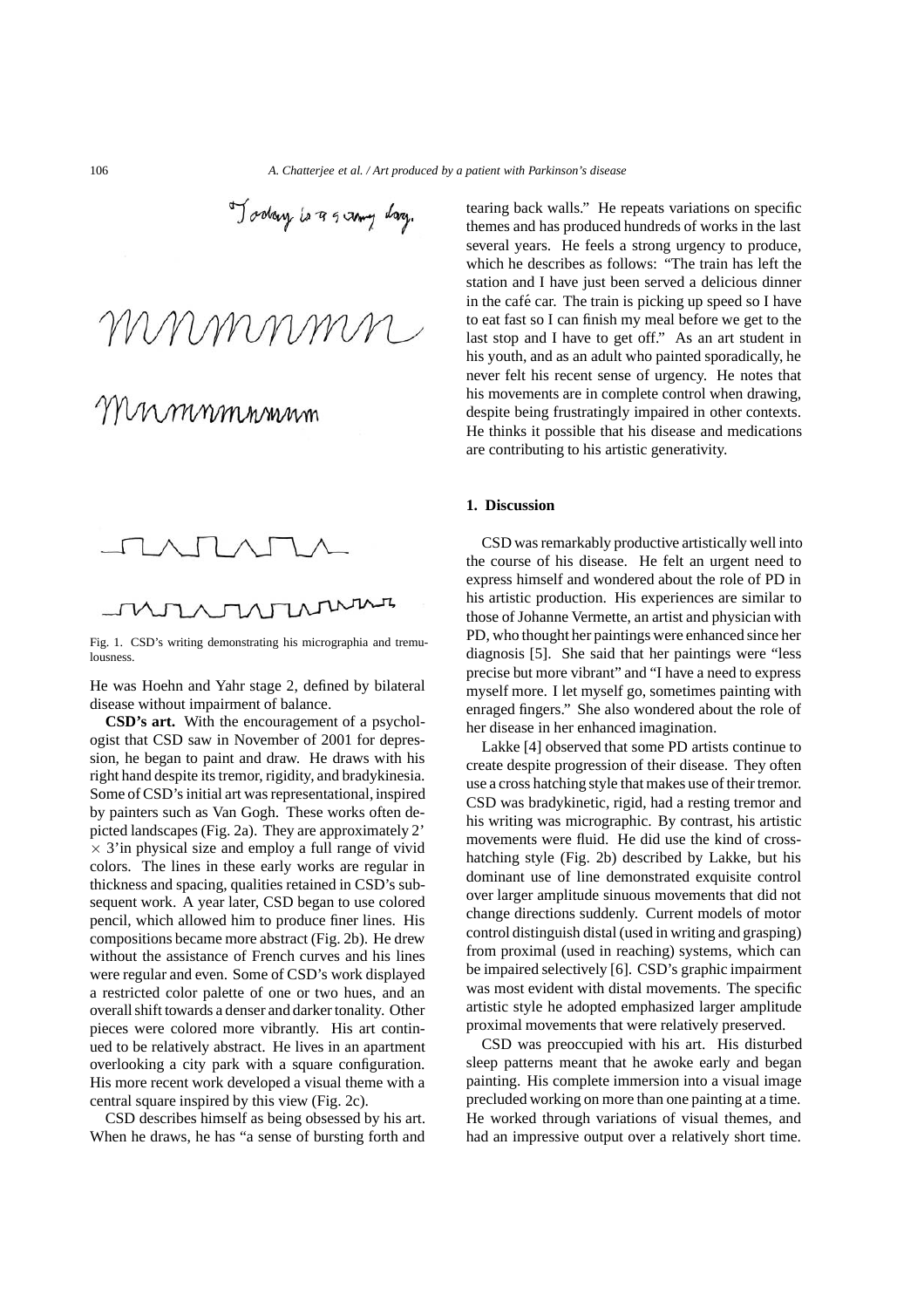Fig. 1. CSD's writing demonstrating his micrographia and tremulousness.

He was Hoehn and Yahr stage 2, defined by bilateral disease without impairment of balance.

**CSD's art.** With the encouragement of a psychologist that CSD saw in November of 2001 for depression, he began to paint and draw. He draws with his right hand despite its tremor, rigidity, and bradykinesia. Some of CSD's initial art was representational, inspired by painters such as Van Gogh. These works often depicted landscapes (Fig. 2a). They are approximately 2' $\times$ 3'in physical size and employ a full range of vivid colors. The lines in these early works are regular in thickness and spacing, qualities retained in CSD's subsequent work. A year later, CSD began to use colored pencil, which allowed him to produce finer lines. His compositions became more abstract (Fig. 2b). He drew without the assistance of French curves and his lines were regular and even. Some of CSD's work displayed a restricted color palette of one or two hues, and an overall shift towards a denser and darker tonality. Other pieces were colored more vibrantly. His art continued to be relatively abstract. He lives in an apartment overlooking a city park with a square configuration. His more recent work developed a visual theme with a central square inspired by this view (Fig. 2c).

CSD describes himself as being obsessed by his art. When he draws, he has "a sense of bursting forth and tearing back walls." He repeats variations on specific themes and has produced hundreds of works in the last several years. He feels a strong urgency to produce, which he describes as follows: "The train has left the station and I have just been served a delicious dinner in the café car. The train is picking up speed so I have to eat fast so I can finish my meal before we get to the last stop and I have to get off." As an art student in his youth, and as an adult who painted sporadically, he never felt his recent sense of urgency. He notes that his movements are in complete control when drawing, despite being frustratingly impaired in other contexts. He thinks it possible that his disease and medications are contributing to his artistic generativity.

## 1. Discussion

CSD was remarkably productive artistically well into the course of his disease. He felt an urgent need to express himself and wondered about the role of PD in his artistic production. His experiences are similar to those of Johanne Vermette, an artist and physician with PD, who thought her paintings were enhanced since her diagnosis [5]. She said that her paintings were "less precise but more vibrant" and "I have a need to express myself more. I let myself go, sometimes painting with enraged fingers." She also wondered about the role of her disease in her enhanced imagination.

Lakke [4] observed that some PD artists continue to create despite progression of their disease. They often use a cross hatching style that makes use of their tremor. CSD was bradykinetic, rigid, had a resting tremor and his writing was micrographic. By contrast, his artistic movements were fluid. He did use the kind of cross-hatching style (Fig. 2b) described by Lakke, but his dominant use of line demonstrated exquisite control over larger amplitude sinuous movements that did not change directions suddenly. Current models of motor control distinguish distal (used in writing and grasping) from proximal (used in reaching) systems, which can be impaired selectively [6]. CSD's graphic impairment was most evident with distal movements. The specific artistic style he adopted emphasized larger amplitude proximal movements that were relatively preserved.

CSD was preoccupied with his art. His disturbed sleep patterns meant that he awoke early and began painting. His complete immersion into a visual image precluded working on more than one painting at a time. He worked through variations of visual themes, and had an impressive output over a relatively short time.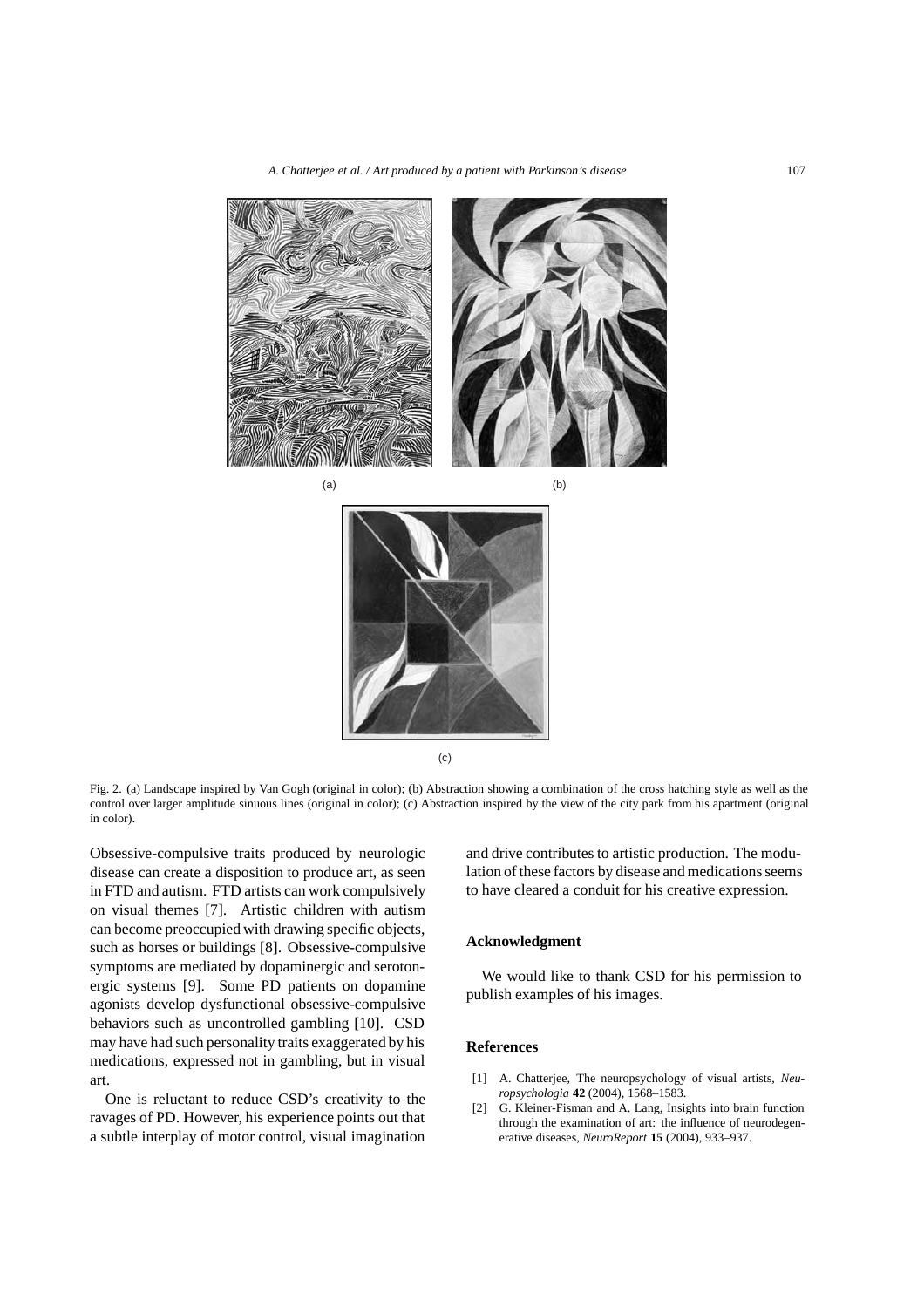(a)

(b)

(c)

Fig. 2. (a) Landscape inspired by Van Gogh (original in color); (b) Abstraction showing a combination of the cross hatching style as well as the control over larger amplitude sinuous lines (original in color); (c) Abstraction inspired by the view of the city park from his apartment (original in color).

Obsessive-compulsive traits produced by neurologic disease can create a disposition to produce art, as seen in FTD and autism. FTD artists can work compulsively on visual themes [7]. Artistic children with autism can become preoccupied with drawing specific objects, such as horses or buildings [8]. Obsessive-compulsive symptoms are mediated by dopaminergic and serotonergic systems [9]. Some PD patients on dopamine agonists develop dysfunctional obsessive-compulsive behaviors such as uncontrolled gambling [10]. CSD may have had such personality traits exaggerated by his medications, expressed not in gambling, but in visual art.

One is reluctant to reduce CSD's creativity to the ravages of PD. However, his experience points out that a subtle interplay of motor control, visual imagination and drive contributes to artistic production. The modulation of these factors by disease and medications seems to have cleared a conduit for his creative expression.

## Acknowledgment

We would like to thank CSD for his permission to publish examples of his images.

## References

[1] A. Chatterjee, The neuropsychology of visual artists, *Neuropsychologia* **42** (2004), 1568–1583.

[2] G. Kleiner-Fisman and A. Lang, Insights into brain function through the examination of art: the influence of neurodegenerative diseases, *NeuroReport* **15** (2004), 933–937.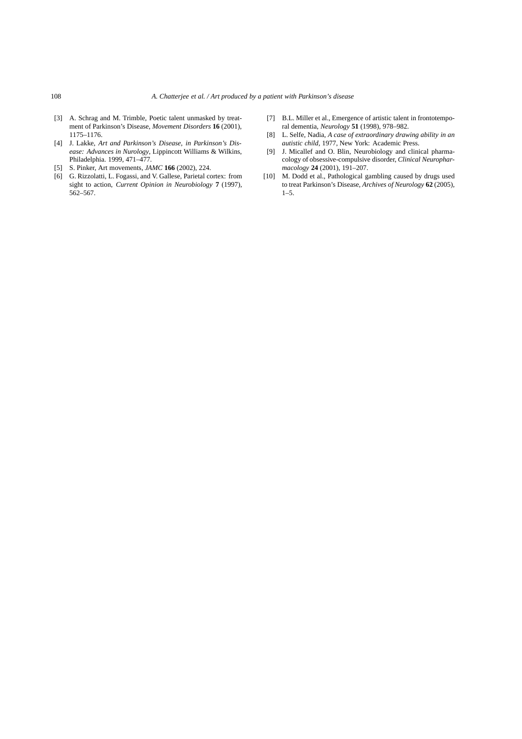[3] A. Schrag and M. Trimble, Poetic talent unmasked by treatment of Parkinson's Disease, *Movement Disorders* **16** (2001), 1175–1176.

[4] J. Lakke, *Art and Parkinson's Disease, in Parkinson's Disease: Advances in Nurology*, Lippincott Williams & Wilkins, Philadelphia. 1999, 471–477.

[5] S. Pinker, Art movements, *JAMC* **166** (2002), 224.

[6] G. Rizzolatti, L. Fogassi, and V. Gallese, Parietal cortex: from sight to action, *Current Opinion in Neurobiology* **7** (1997), 562–567.

[7] B.L. Miller et al., Emergence of artistic talent in frontotemporal dementia, *Neurology* **51** (1998), 978–982.

[8] L. Selfe, Nadia, *A case of extraordinary drawing ability in an autistic child*, 1977, New York: Academic Press.

[9] J. Micallef and O. Blin, Neurobiology and clinical pharmacology of obsessive-compulsive disorder, *Clinical Neuropharmacology* **24** (2001), 191–207.

[10] M. Dodd et al., Pathological gambling caused by drugs used to treat Parkinson's Disease, *Archives of Neurology* **62** (2005), 1–5.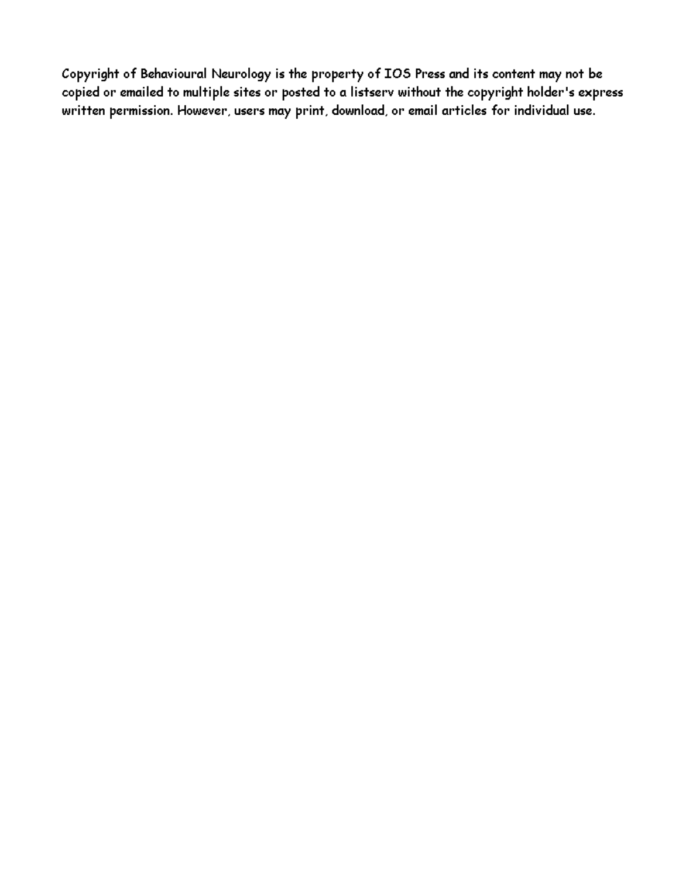Copyright of Behavioural Neurology is the property of IOS Press and its content may not be copied or emailed to multiple sites or posted to a listserv without the copyright holder's express written permission. However, users may print, download, or email articles for individual use.